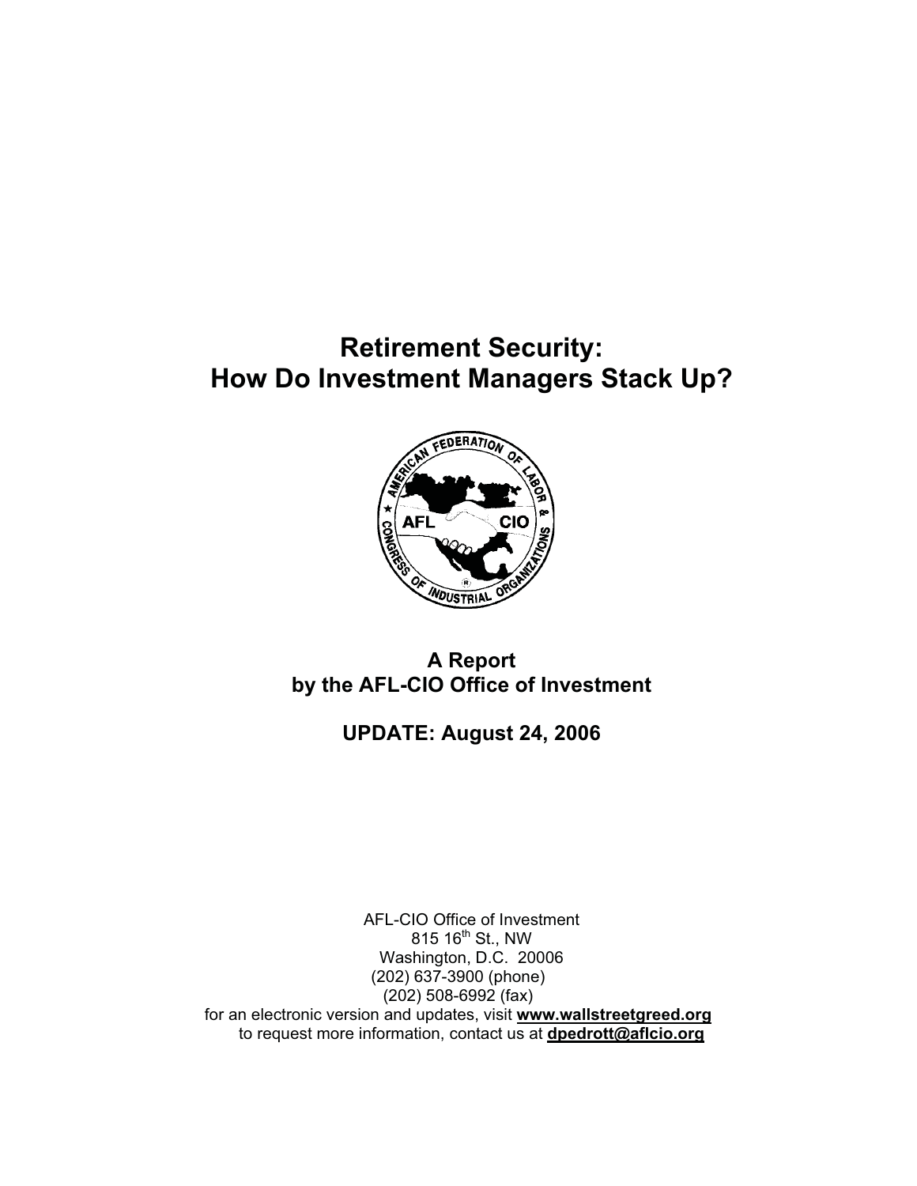# Retirement Security: How Do Investment Managers Stack Up?

**A Report by the AFL-CIO Office of Investment**

**UPDATE: August 24, 2006**

AFL-CIO Office of Investment
815 16th St., NW
Washington, D.C. 20006
(202) 637-3900 (phone)
(202) 508-6992 (fax)
for an electronic version and updates, visit **www.wallstreetgreed.org**
to request more information, contact us at **dpedrott@aflcio.org**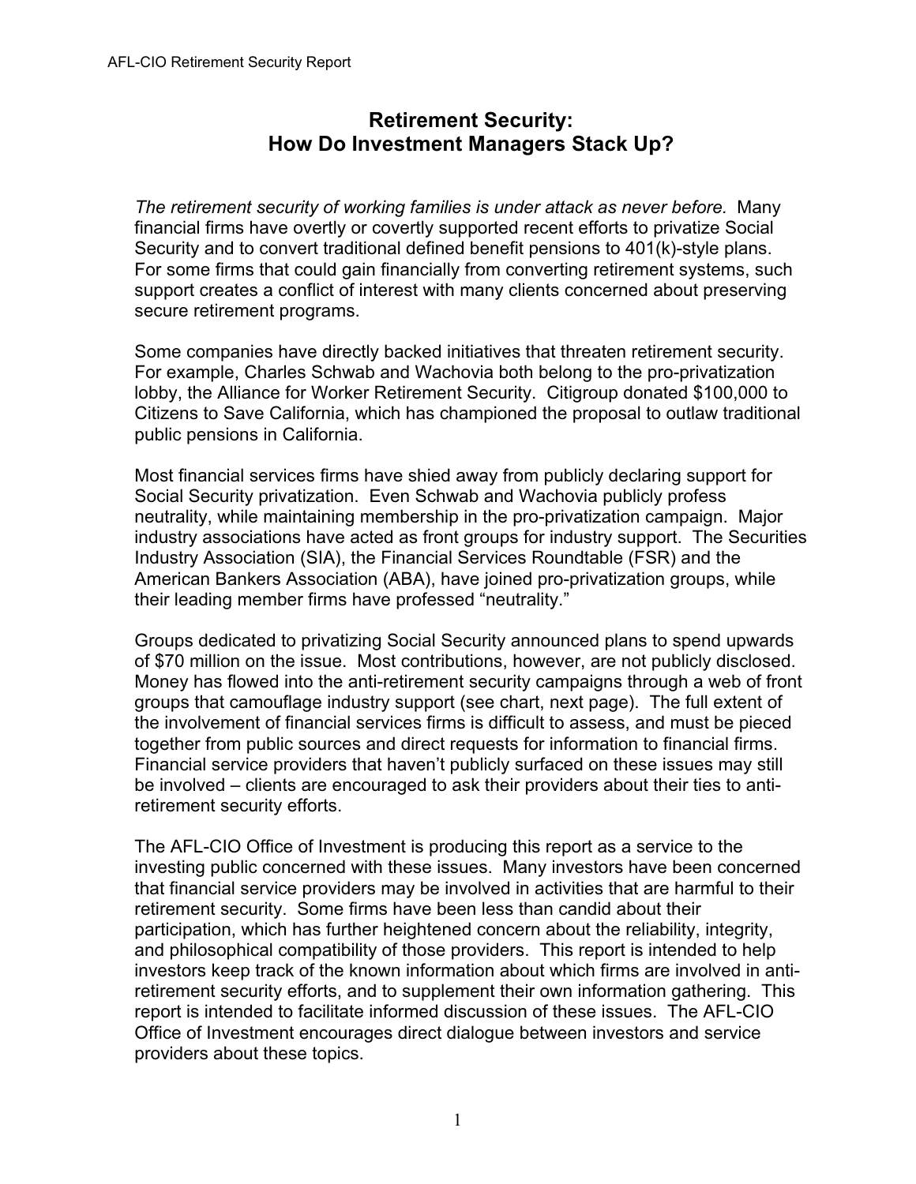# Retirement Security: How Do Investment Managers Stack Up?

*The retirement security of working families is under attack as never before.* Many financial firms have overtly or covertly supported recent efforts to privatize Social Security and to convert traditional defined benefit pensions to 401(k)-style plans. For some firms that could gain financially from converting retirement systems, such support creates a conflict of interest with many clients concerned about preserving secure retirement programs.

Some companies have directly backed initiatives that threaten retirement security. For example, Charles Schwab and Wachovia both belong to the pro-privatization lobby, the Alliance for Worker Retirement Security. Citigroup donated $100,000 to Citizens to Save California, which has championed the proposal to outlaw traditional public pensions in California.

Most financial services firms have shied away from publicly declaring support for Social Security privatization. Even Schwab and Wachovia publicly profess neutrality, while maintaining membership in the pro-privatization campaign. Major industry associations have acted as front groups for industry support. The Securities Industry Association (SIA), the Financial Services Roundtable (FSR) and the American Bankers Association (ABA), have joined pro-privatization groups, while their leading member firms have professed "neutrality."

Groups dedicated to privatizing Social Security announced plans to spend upwards of $70 million on the issue. Most contributions, however, are not publicly disclosed. Money has flowed into the anti-retirement security campaigns through a web of front groups that camouflage industry support (see chart, next page). The full extent of the involvement of financial services firms is difficult to assess, and must be pieced together from public sources and direct requests for information to financial firms. Financial service providers that haven't publicly surfaced on these issues may still be involved – clients are encouraged to ask their providers about their ties to anti-retirement security efforts.

The AFL-CIO Office of Investment is producing this report as a service to the investing public concerned with these issues. Many investors have been concerned that financial service providers may be involved in activities that are harmful to their retirement security. Some firms have been less than candid about their participation, which has further heightened concern about the reliability, integrity, and philosophical compatibility of those providers. This report is intended to help investors keep track of the known information about which firms are involved in anti-retirement security efforts, and to supplement their own information gathering. This report is intended to facilitate informed discussion of these issues. The AFL-CIO Office of Investment encourages direct dialogue between investors and service providers about these topics.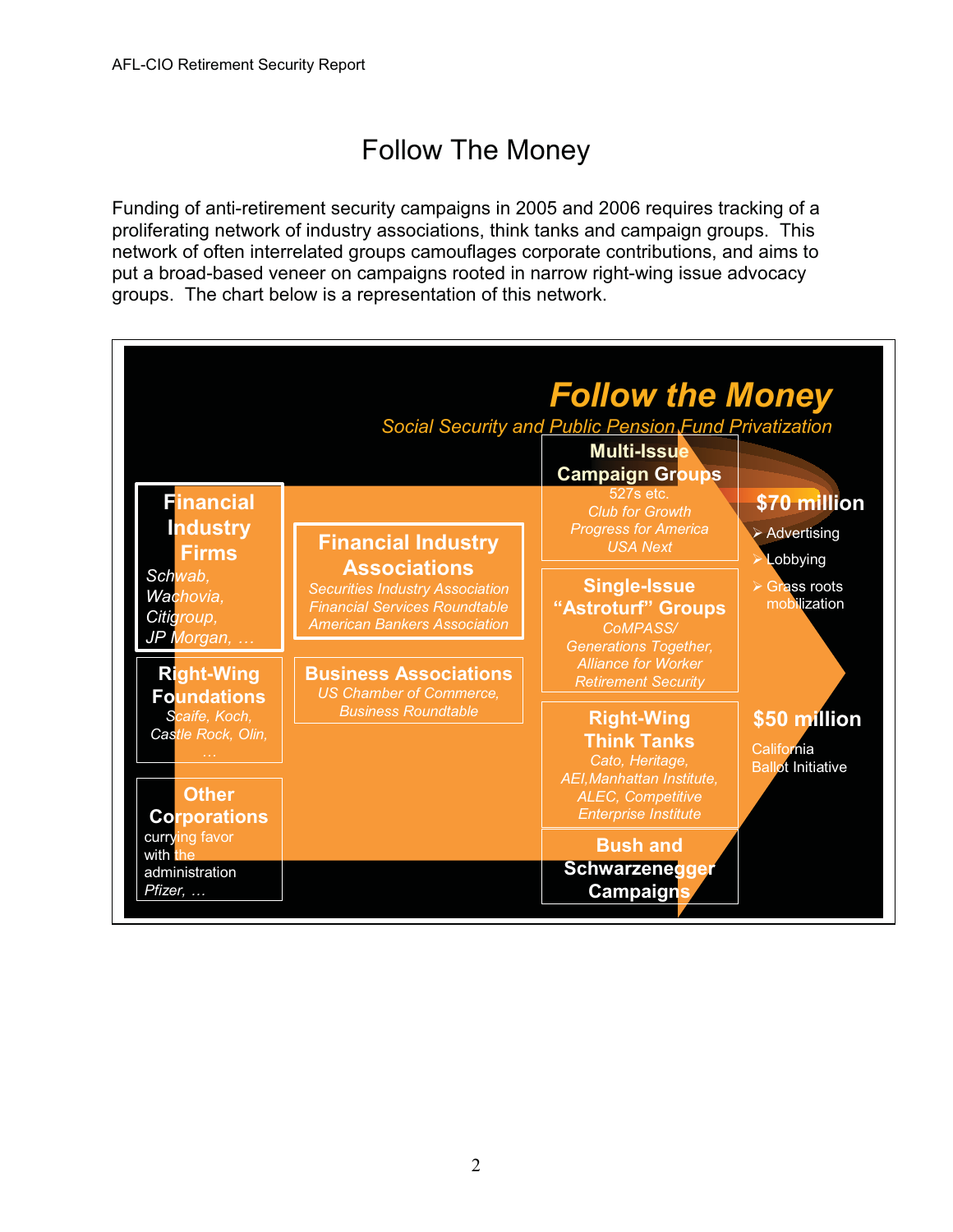# Follow The Money

Funding of anti-retirement security campaigns in 2005 and 2006 requires tracking of a proliferating network of industry associations, think tanks and campaign groups. This network of often interrelated groups camouflages corporate contributions, and aims to put a broad-based veneer on campaigns rooted in narrow right-wing issue advocacy groups. The chart below is a representation of this network.

## Follow the Money

*Social Security and Public Pension Fund Privatization*

**Financial Industry Firms**
*Schwab, Wachovia, Citigroup, JP Morgan, …*

**Right-Wing Foundations**
*Scaife, Koch, Castle Rock, Olin, …*

**Other Corporations**
currying favor with the administration
*Pfizer, …*

**Financial Industry Associations**
*Securities Industry Association*
*Financial Services Roundtable*
*American Bankers Association*

**Business Associations**
*US Chamber of Commerce, Business Roundtable*

**Multi-Issue Campaign Groups**
527s etc.
*Club for Growth*
*Progress for America*
*USA Next*

**Single-Issue "Astroturf" Groups**
*CoMPASS/ Generations Together, Alliance for Worker Retirement Security*

**Right-Wing Think Tanks**
*Cato, Heritage, AEI, Manhattan Institute, ALEC, Competitive Enterprise Institute*

**Bush and Schwarzenegger Campaigns**

**$70 million**
- Advertising
- Lobbying
- Grass roots mobilization

**$50 million**
California Ballot Initiative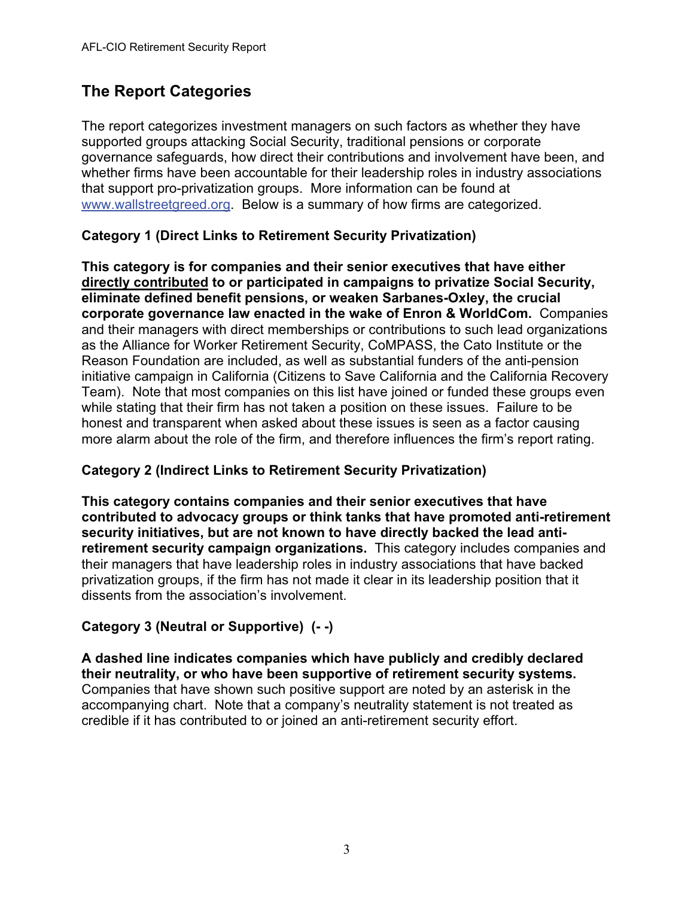## The Report Categories

The report categorizes investment managers on such factors as whether they have supported groups attacking Social Security, traditional pensions or corporate governance safeguards, how direct their contributions and involvement have been, and whether firms have been accountable for their leadership roles in industry associations that support pro-privatization groups. More information can be found at [www.wallstreetgreed.org](http://www.wallstreetgreed.org). Below is a summary of how firms are categorized.

### Category 1 (Direct Links to Retirement Security Privatization)

**This category is for companies and their senior executives that have either <u>directly contributed</u> to or participated in campaigns to privatize Social Security, eliminate defined benefit pensions, or weaken Sarbanes-Oxley, the crucial corporate governance law enacted in the wake of Enron & WorldCom.** Companies and their managers with direct memberships or contributions to such lead organizations as the Alliance for Worker Retirement Security, CoMPASS, the Cato Institute or the Reason Foundation are included, as well as substantial funders of the anti-pension initiative campaign in California (Citizens to Save California and the California Recovery Team). Note that most companies on this list have joined or funded these groups even while stating that their firm has not taken a position on these issues. Failure to be honest and transparent when asked about these issues is seen as a factor causing more alarm about the role of the firm, and therefore influences the firm's report rating.

### Category 2 (Indirect Links to Retirement Security Privatization)

**This category contains companies and their senior executives that have contributed to advocacy groups or think tanks that have promoted anti-retirement security initiatives, but are not known to have directly backed the lead anti-retirement security campaign organizations.** This category includes companies and their managers that have leadership roles in industry associations that have backed privatization groups, if the firm has not made it clear in its leadership position that it dissents from the association's involvement.

### Category 3 (Neutral or Supportive) (- -)

**A dashed line indicates companies which have publicly and credibly declared their neutrality, or who have been supportive of retirement security systems.** Companies that have shown such positive support are noted by an asterisk in the accompanying chart. Note that a company's neutrality statement is not treated as credible if it has contributed to or joined an anti-retirement security effort.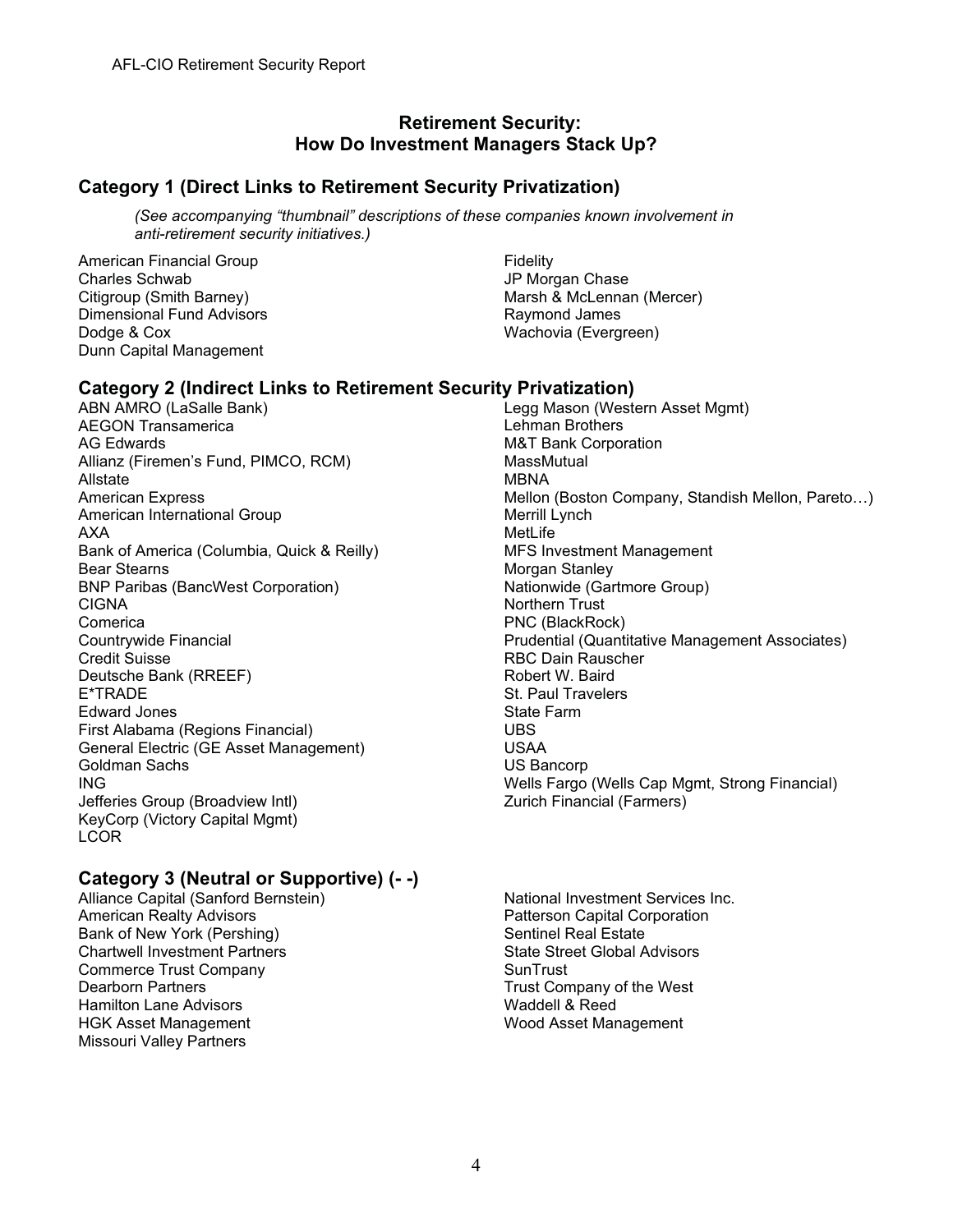## Retirement Security: How Do Investment Managers Stack Up?

### Category 1 (Direct Links to Retirement Security Privatization)

*(See accompanying "thumbnail" descriptions of these companies known involvement in anti-retirement security initiatives.)*

American Financial Group
Charles Schwab
Citigroup (Smith Barney)
Dimensional Fund Advisors
Dodge & Cox
Dunn Capital Management
Fidelity
JP Morgan Chase
Marsh & McLennan (Mercer)
Raymond James
Wachovia (Evergreen)

### Category 2 (Indirect Links to Retirement Security Privatization)

ABN AMRO (LaSalle Bank)
AEGON Transamerica
AG Edwards
Allianz (Firemen's Fund, PIMCO, RCM)
Allstate
American Express
American International Group
AXA
Bank of America (Columbia, Quick & Reilly)
Bear Stearns
BNP Paribas (BancWest Corporation)
CIGNA
Comerica
Countrywide Financial
Credit Suisse
Deutsche Bank (RREEF)
E*TRADE
Edward Jones
First Alabama (Regions Financial)
General Electric (GE Asset Management)
Goldman Sachs
ING
Jefferies Group (Broadview Intl)
KeyCorp (Victory Capital Mgmt)
LCOR
Legg Mason (Western Asset Mgmt)
Lehman Brothers
M&T Bank Corporation
MassMutual
MBNA
Mellon (Boston Company, Standish Mellon, Pareto…)
Merrill Lynch
MetLife
MFS Investment Management
Morgan Stanley
Nationwide (Gartmore Group)
Northern Trust
PNC (BlackRock)
Prudential (Quantitative Management Associates)
RBC Dain Rauscher
Robert W. Baird
St. Paul Travelers
State Farm
UBS
USAA
US Bancorp
Wells Fargo (Wells Cap Mgmt, Strong Financial)
Zurich Financial (Farmers)

### Category 3 (Neutral or Supportive) (- -)

Alliance Capital (Sanford Bernstein)
American Realty Advisors
Bank of New York (Pershing)
Chartwell Investment Partners
Commerce Trust Company
Dearborn Partners
Hamilton Lane Advisors
HGK Asset Management
Missouri Valley Partners
National Investment Services Inc.
Patterson Capital Corporation
Sentinel Real Estate
State Street Global Advisors
SunTrust
Trust Company of the West
Waddell & Reed
Wood Asset Management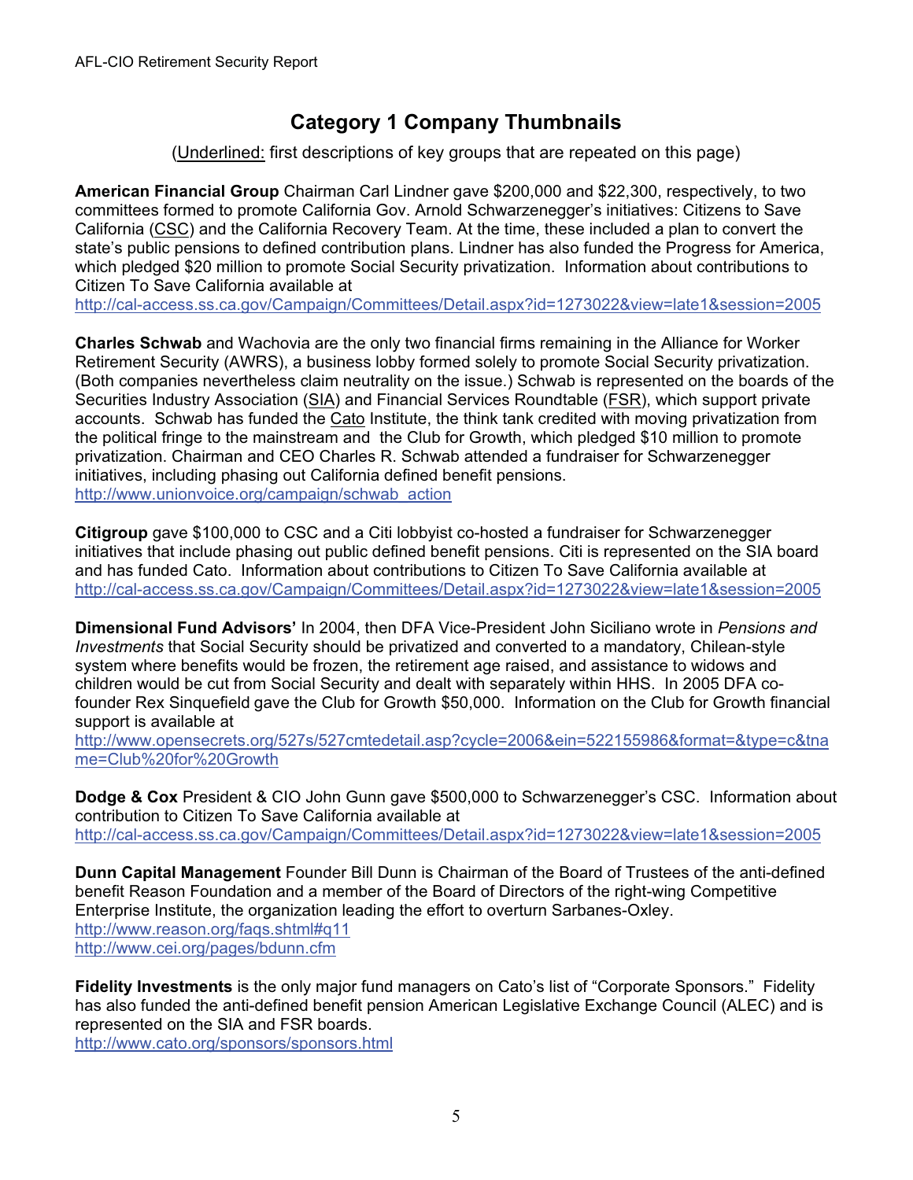## Category 1 Company Thumbnails

(Underlined: first descriptions of key groups that are repeated on this page)

**American Financial Group** Chairman Carl Lindner gave $200,000 and $22,300, respectively, to two committees formed to promote California Gov. Arnold Schwarzenegger's initiatives: Citizens to Save California (CSC) and the California Recovery Team. At the time, these included a plan to convert the state's public pensions to defined contribution plans. Lindner has also funded the Progress for America, which pledged $20 million to promote Social Security privatization. Information about contributions to Citizen To Save California available at
http://cal-access.ss.ca.gov/Campaign/Committees/Detail.aspx?id=1273022&view=late1&session=2005

**Charles Schwab** and Wachovia are the only two financial firms remaining in the Alliance for Worker Retirement Security (AWRS), a business lobby formed solely to promote Social Security privatization. (Both companies nevertheless claim neutrality on the issue.) Schwab is represented on the boards of the Securities Industry Association (SIA) and Financial Services Roundtable (FSR), which support private accounts. Schwab has funded the Cato Institute, the think tank credited with moving privatization from the political fringe to the mainstream and the Club for Growth, which pledged $10 million to promote privatization. Chairman and CEO Charles R. Schwab attended a fundraiser for Schwarzenegger initiatives, including phasing out California defined benefit pensions.
http://www.unionvoice.org/campaign/schwab_action

**Citigroup** gave $100,000 to CSC and a Citi lobbyist co-hosted a fundraiser for Schwarzenegger initiatives that include phasing out public defined benefit pensions. Citi is represented on the SIA board and has funded Cato. Information about contributions to Citizen To Save California available at
http://cal-access.ss.ca.gov/Campaign/Committees/Detail.aspx?id=1273022&view=late1&session=2005

**Dimensional Fund Advisors'** In 2004, then DFA Vice-President John Siciliano wrote in *Pensions and Investments* that Social Security should be privatized and converted to a mandatory, Chilean-style system where benefits would be frozen, the retirement age raised, and assistance to widows and children would be cut from Social Security and dealt with separately within HHS. In 2005 DFA co-founder Rex Sinquefield gave the Club for Growth $50,000. Information on the Club for Growth financial support is available at
http://www.opensecrets.org/527s/527cmtedetail.asp?cycle=2006&ein=522155986&format=&type=c&tname=Club%20for%20Growth

**Dodge & Cox** President & CIO John Gunn gave $500,000 to Schwarzenegger's CSC. Information about contribution to Citizen To Save California available at
http://cal-access.ss.ca.gov/Campaign/Committees/Detail.aspx?id=1273022&view=late1&session=2005

**Dunn Capital Management** Founder Bill Dunn is Chairman of the Board of Trustees of the anti-defined benefit Reason Foundation and a member of the Board of Directors of the right-wing Competitive Enterprise Institute, the organization leading the effort to overturn Sarbanes-Oxley.
http://www.reason.org/faqs.shtml#q11
http://www.cei.org/pages/bdunn.cfm

**Fidelity Investments** is the only major fund managers on Cato's list of "Corporate Sponsors." Fidelity has also funded the anti-defined benefit pension American Legislative Exchange Council (ALEC) and is represented on the SIA and FSR boards.
http://www.cato.org/sponsors/sponsors.html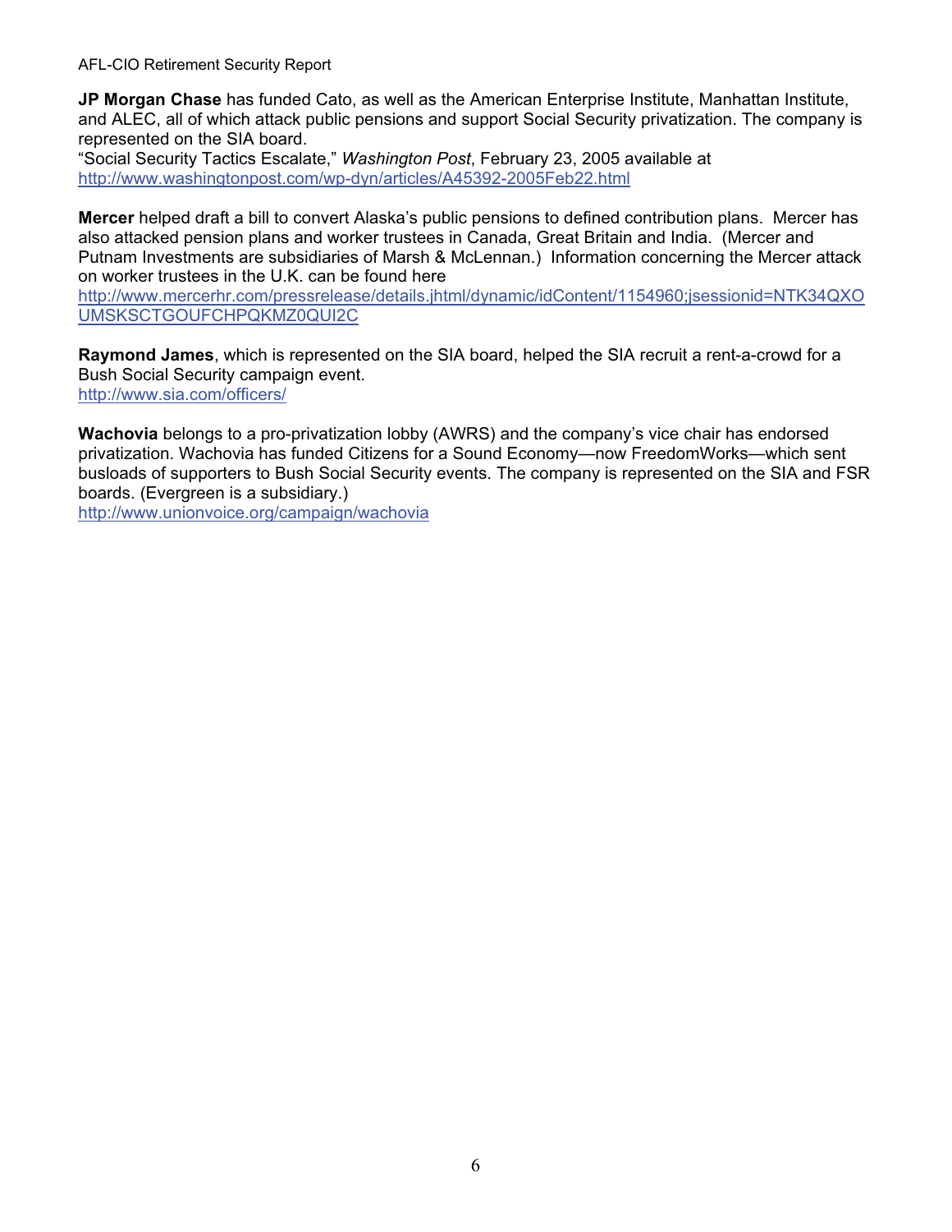**JP Morgan Chase** has funded Cato, as well as the American Enterprise Institute, Manhattan Institute, and ALEC, all of which attack public pensions and support Social Security privatization. The company is represented on the SIA board.
"Social Security Tactics Escalate," *Washington Post*, February 23, 2005 available at http://www.washingtonpost.com/wp-dyn/articles/A45392-2005Feb22.html

**Mercer** helped draft a bill to convert Alaska's public pensions to defined contribution plans. Mercer has also attacked pension plans and worker trustees in Canada, Great Britain and India. (Mercer and Putnam Investments are subsidiaries of Marsh & McLennan.) Information concerning the Mercer attack on worker trustees in the U.K. can be found here
http://www.mercerhr.com/pressrelease/details.jhtml/dynamic/idContent/1154960;jsessionid=NTK34QXOUMSKSCTGOUFCHPQKMZ0QUI2C

**Raymond James**, which is represented on the SIA board, helped the SIA recruit a rent-a-crowd for a Bush Social Security campaign event.
http://www.sia.com/officers/

**Wachovia** belongs to a pro-privatization lobby (AWRS) and the company's vice chair has endorsed privatization. Wachovia has funded Citizens for a Sound Economy—now FreedomWorks—which sent busloads of supporters to Bush Social Security events. The company is represented on the SIA and FSR boards. (Evergreen is a subsidiary.)
http://www.unionvoice.org/campaign/wachovia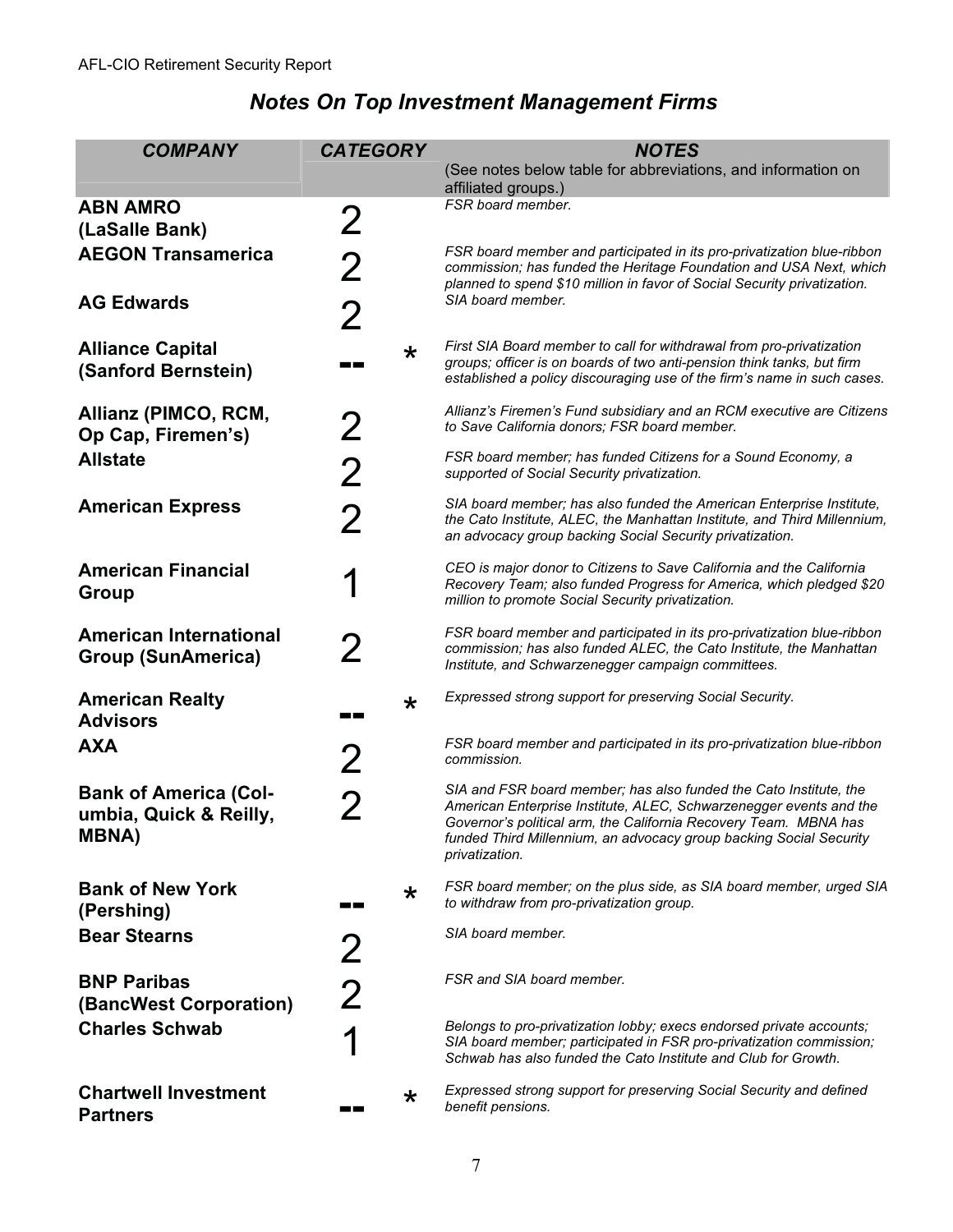## *Notes On Top Investment Management Firms*

| *COMPANY* | *CATEGORY* | | *NOTES* (See notes below table for abbreviations, and information on affiliated groups.) |
|---|---|---|---|
| **ABN AMRO (LaSalle Bank)** | 2 | | *FSR board member.* |
| **AEGON Transamerica** | 2 | | *FSR board member and participated in its pro-privatization blue-ribbon commission; has funded the Heritage Foundation and USA Next, which planned to spend $10 million in favor of Social Security privatization.* |
| **AG Edwards** | 2 | | *SIA board member.* |
| **Alliance Capital (Sanford Bernstein)** | -- | * | *First SIA Board member to call for withdrawal from pro-privatization groups; officer is on boards of two anti-pension think tanks, but firm established a policy discouraging use of the firm's name in such cases.* |
| **Allianz (PIMCO, RCM, Op Cap, Firemen's)** | 2 | | *Allianz's Firemen's Fund subsidiary and an RCM executive are Citizens to Save California donors; FSR board member.* |
| **Allstate** | 2 | | *FSR board member; has funded Citizens for a Sound Economy, a supported of Social Security privatization.* |
| **American Express** | 2 | | *SIA board member; has also funded the American Enterprise Institute, the Cato Institute, ALEC, the Manhattan Institute, and Third Millennium, an advocacy group backing Social Security privatization.* |
| **American Financial Group** | 1 | | *CEO is major donor to Citizens to Save California and the California Recovery Team; also funded Progress for America, which pledged $20 million to promote Social Security privatization.* |
| **American International Group (SunAmerica)** | 2 | | *FSR board member and participated in its pro-privatization blue-ribbon commission; has also funded ALEC, the Cato Institute, the Manhattan Institute, and Schwarzenegger campaign committees.* |
| **American Realty Advisors** | -- | * | *Expressed strong support for preserving Social Security.* |
| **AXA** | 2 | | *FSR board member and participated in its pro-privatization blue-ribbon commission.* |
| **Bank of America (Columbia, Quick & Reilly, MBNA)** | 2 | | *SIA and FSR board member; has also funded the Cato Institute, the American Enterprise Institute, ALEC, Schwarzenegger events and the Governor's political arm, the California Recovery Team. MBNA has funded Third Millennium, an advocacy group backing Social Security privatization.* |
| **Bank of New York (Pershing)** | -- | * | *FSR board member; on the plus side, as SIA board member, urged SIA to withdraw from pro-privatization group.* |
| **Bear Stearns** | 2 | | *SIA board member.* |
| **BNP Paribas (BancWest Corporation)** | 2 | | *FSR and SIA board member.* |
| **Charles Schwab** | 1 | | *Belongs to pro-privatization lobby; execs endorsed private accounts; SIA board member; participated in FSR pro-privatization commission; Schwab has also funded the Cato Institute and Club for Growth.* |
| **Chartwell Investment Partners** | -- | * | *Expressed strong support for preserving Social Security and defined benefit pensions.* |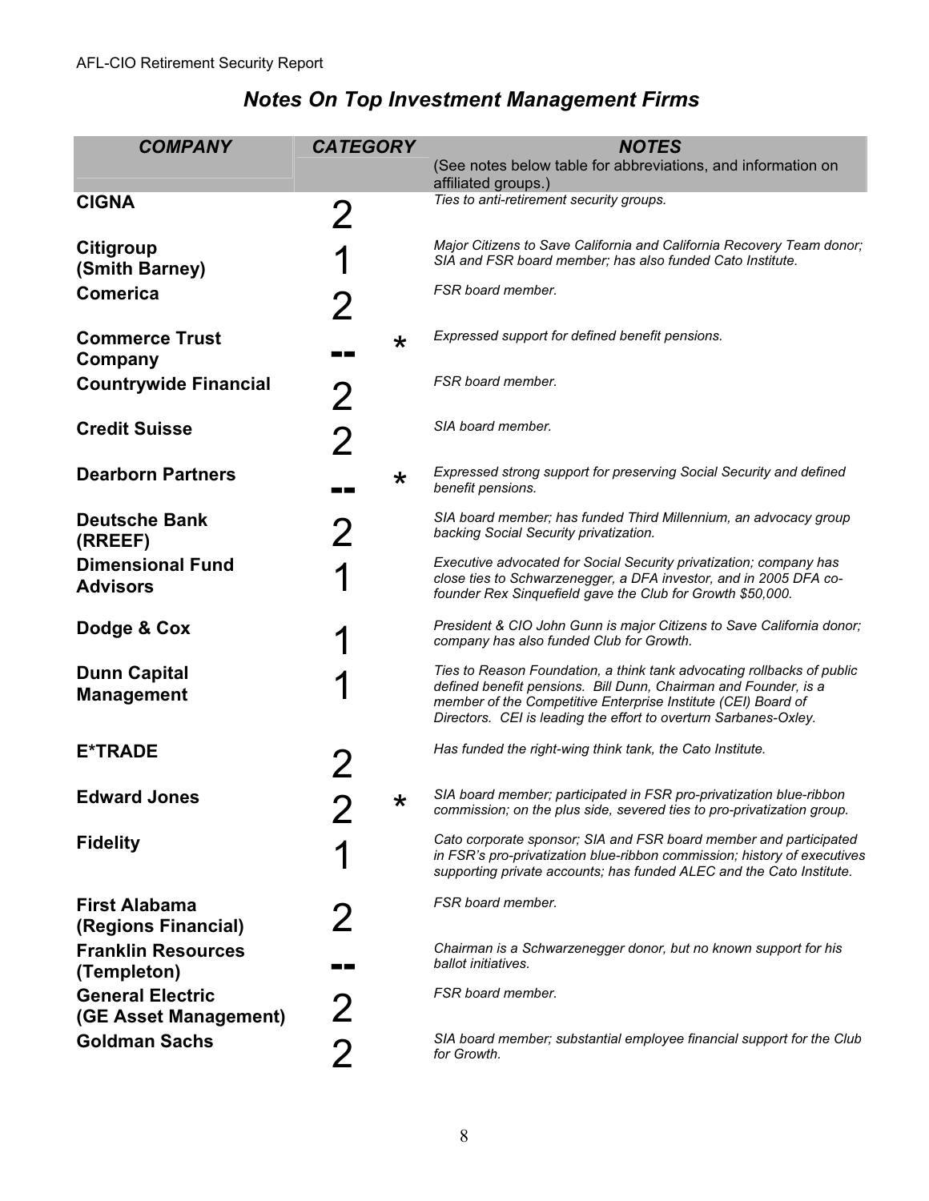## Notes On Top Investment Management Firms

| COMPANY | CATEGORY | | NOTES<br>(See notes below table for abbreviations, and information on affiliated groups.) |
|---|---|---|---|
| **CIGNA** | 2 | | *Ties to anti-retirement security groups.* |
| **Citigroup (Smith Barney)** | 1 | | *Major Citizens to Save California and California Recovery Team donor; SIA and FSR board member; has also funded Cato Institute.* |
| **Comerica** | 2 | | *FSR board member.* |
| **Commerce Trust Company** | -- | * | *Expressed support for defined benefit pensions.* |
| **Countrywide Financial** | 2 | | *FSR board member.* |
| **Credit Suisse** | 2 | | *SIA board member.* |
| **Dearborn Partners** | -- | * | *Expressed strong support for preserving Social Security and defined benefit pensions.* |
| **Deutsche Bank (RREEF)** | 2 | | *SIA board member; has funded Third Millennium, an advocacy group backing Social Security privatization.* |
| **Dimensional Fund Advisors** | 1 | | *Executive advocated for Social Security privatization; company has close ties to Schwarzenegger, a DFA investor, and in 2005 DFA co-founder Rex Sinquefield gave the Club for Growth $50,000.* |
| **Dodge & Cox** | 1 | | *President & CIO John Gunn is major Citizens to Save California donor; company has also funded Club for Growth.* |
| **Dunn Capital Management** | 1 | | *Ties to Reason Foundation, a think tank advocating rollbacks of public defined benefit pensions. Bill Dunn, Chairman and Founder, is a member of the Competitive Enterprise Institute (CEI) Board of Directors. CEI is leading the effort to overturn Sarbanes-Oxley.* |
| **E*TRADE** | 2 | | *Has funded the right-wing think tank, the Cato Institute.* |
| **Edward Jones** | 2 | * | *SIA board member; participated in FSR pro-privatization blue-ribbon commission; on the plus side, severed ties to pro-privatization group.* |
| **Fidelity** | 1 | | *Cato corporate sponsor; SIA and FSR board member and participated in FSR's pro-privatization blue-ribbon commission; history of executives supporting private accounts; has funded ALEC and the Cato Institute.* |
| **First Alabama (Regions Financial)** | 2 | | *FSR board member.* |
| **Franklin Resources (Templeton)** | -- | | *Chairman is a Schwarzenegger donor, but no known support for his ballot initiatives.* |
| **General Electric (GE Asset Management)** | 2 | | *FSR board member.* |
| **Goldman Sachs** | 2 | | *SIA board member; substantial employee financial support for the Club for Growth.* |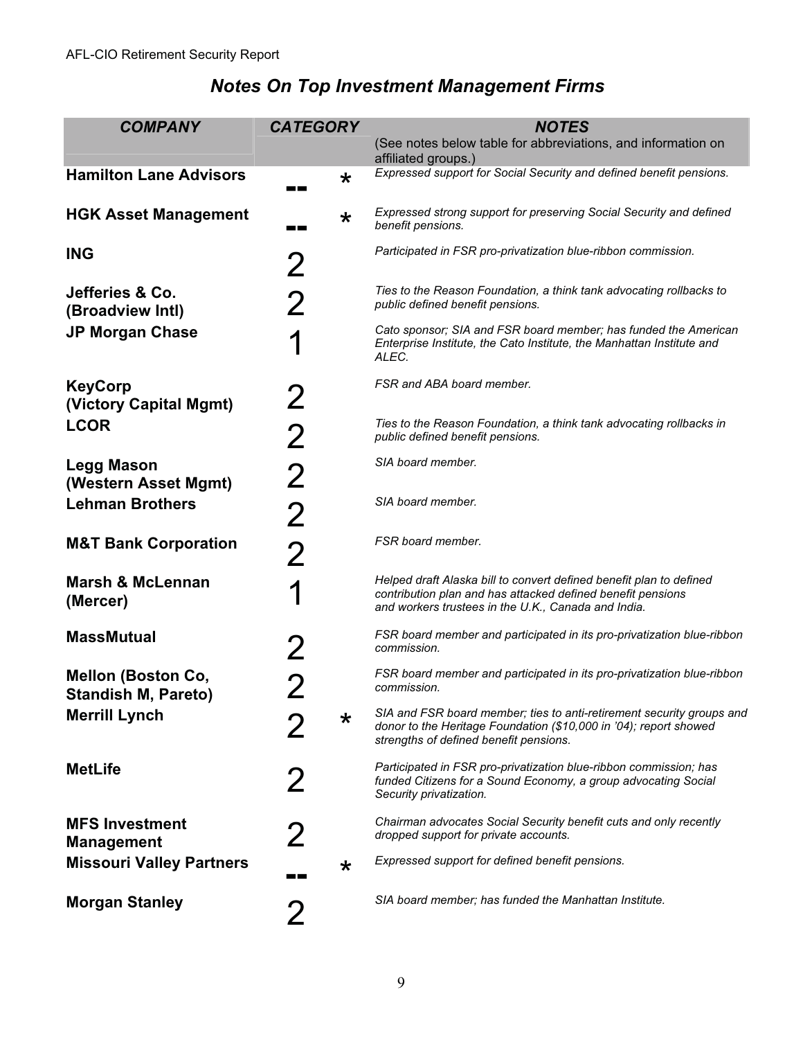## Notes On Top Investment Management Firms

| COMPANY | CATEGORY | | NOTES (See notes below table for abbreviations, and information on affiliated groups.) |
|---|---|---|---|
| **Hamilton Lane Advisors** | -- | * | *Expressed support for Social Security and defined benefit pensions.* |
| **HGK Asset Management** | -- | * | *Expressed strong support for preserving Social Security and defined benefit pensions.* |
| **ING** | 2 | | *Participated in FSR pro-privatization blue-ribbon commission.* |
| **Jefferies & Co. (Broadview Intl)** | 2 | | *Ties to the Reason Foundation, a think tank advocating rollbacks to public defined benefit pensions.* |
| **JP Morgan Chase** | 1 | | *Cato sponsor; SIA and FSR board member; has funded the American Enterprise Institute, the Cato Institute, the Manhattan Institute and ALEC.* |
| **KeyCorp (Victory Capital Mgmt)** | 2 | | *FSR and ABA board member.* |
| **LCOR** | 2 | | *Ties to the Reason Foundation, a think tank advocating rollbacks in public defined benefit pensions.* |
| **Legg Mason (Western Asset Mgmt)** | 2 | | *SIA board member.* |
| **Lehman Brothers** | 2 | | *SIA board member.* |
| **M&T Bank Corporation** | 2 | | *FSR board member.* |
| **Marsh & McLennan (Mercer)** | 1 | | *Helped draft Alaska bill to convert defined benefit plan to defined contribution plan and has attacked defined benefit pensions and workers trustees in the U.K., Canada and India.* |
| **MassMutual** | 2 | | *FSR board member and participated in its pro-privatization blue-ribbon commission.* |
| **Mellon (Boston Co, Standish M, Pareto)** | 2 | | *FSR board member and participated in its pro-privatization blue-ribbon commission.* |
| **Merrill Lynch** | 2 | * | *SIA and FSR board member; ties to anti-retirement security groups and donor to the Heritage Foundation ($10,000 in '04); report showed strengths of defined benefit pensions.* |
| **MetLife** | 2 | | *Participated in FSR pro-privatization blue-ribbon commission; has funded Citizens for a Sound Economy, a group advocating Social Security privatization.* |
| **MFS Investment Management** | 2 | | *Chairman advocates Social Security benefit cuts and only recently dropped support for private accounts.* |
| **Missouri Valley Partners** | -- | * | *Expressed support for defined benefit pensions.* |
| **Morgan Stanley** | 2 | | *SIA board member; has funded the Manhattan Institute.* |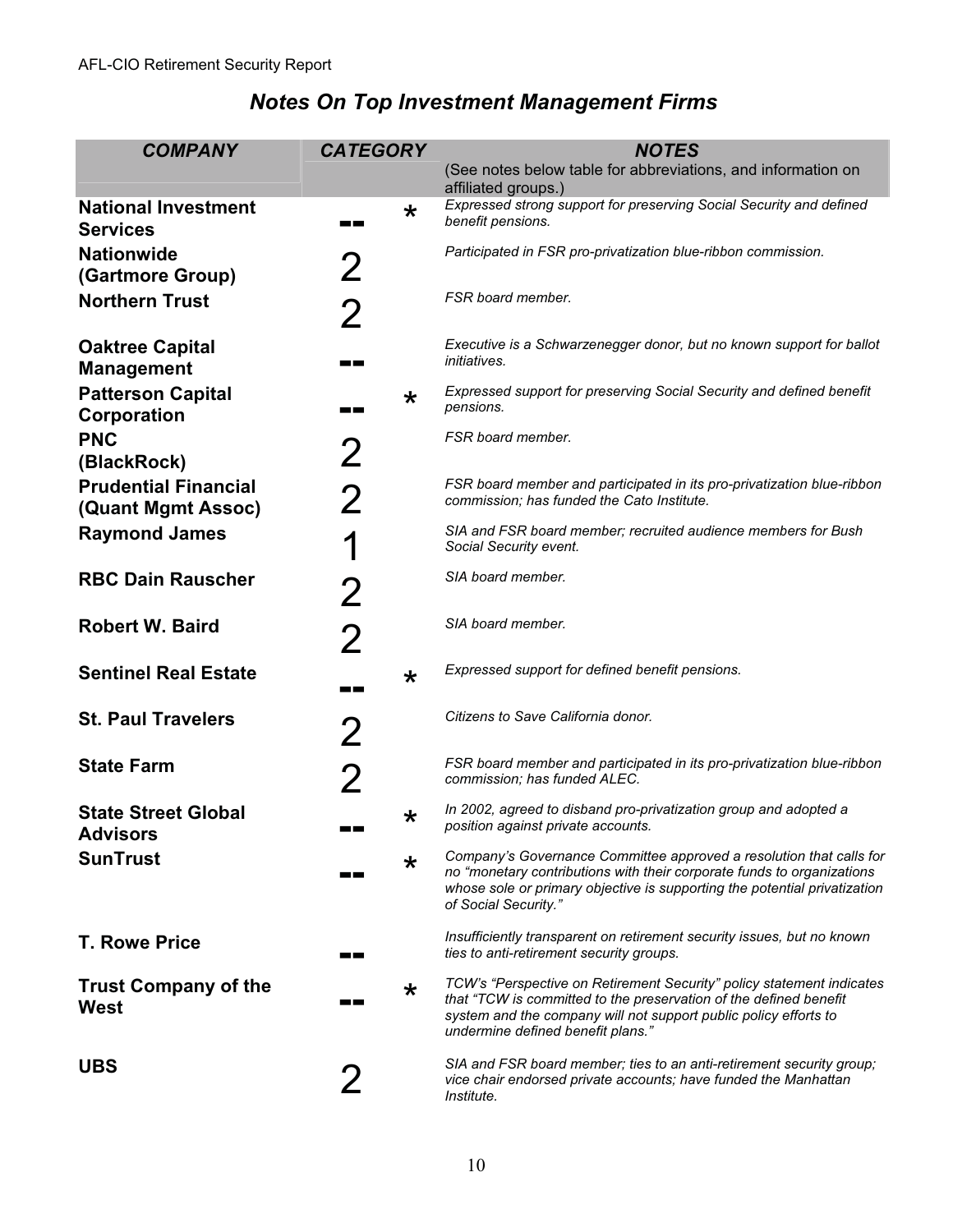## *Notes On Top Investment Management Firms*

| *COMPANY* | *CATEGORY* | | *NOTES* (See notes below table for abbreviations, and information on affiliated groups.) |
|---|---|---|---|
| **National Investment Services** | -- | * | *Expressed strong support for preserving Social Security and defined benefit pensions.* |
| **Nationwide (Gartmore Group)** | 2 | | *Participated in FSR pro-privatization blue-ribbon commission.* |
| **Northern Trust** | 2 | | *FSR board member.* |
| **Oaktree Capital Management** | -- | | *Executive is a Schwarzenegger donor, but no known support for ballot initiatives.* |
| **Patterson Capital Corporation** | -- | * | *Expressed support for preserving Social Security and defined benefit pensions.* |
| **PNC (BlackRock)** | 2 | | *FSR board member.* |
| **Prudential Financial (Quant Mgmt Assoc)** | 2 | | *FSR board member and participated in its pro-privatization blue-ribbon commission; has funded the Cato Institute.* |
| **Raymond James** | 1 | | *SIA and FSR board member; recruited audience members for Bush Social Security event.* |
| **RBC Dain Rauscher** | 2 | | *SIA board member.* |
| **Robert W. Baird** | 2 | | *SIA board member.* |
| **Sentinel Real Estate** | -- | * | *Expressed support for defined benefit pensions.* |
| **St. Paul Travelers** | 2 | | *Citizens to Save California donor.* |
| **State Farm** | 2 | | *FSR board member and participated in its pro-privatization blue-ribbon commission; has funded ALEC.* |
| **State Street Global Advisors** | -- | * | *In 2002, agreed to disband pro-privatization group and adopted a position against private accounts.* |
| **SunTrust** | -- | * | *Company's Governance Committee approved a resolution that calls for no "monetary contributions with their corporate funds to organizations whose sole or primary objective is supporting the potential privatization of Social Security."* |
| **T. Rowe Price** | -- | | *Insufficiently transparent on retirement security issues, but no known ties to anti-retirement security groups.* |
| **Trust Company of the West** | -- | * | *TCW's "Perspective on Retirement Security" policy statement indicates that "TCW is committed to the preservation of the defined benefit system and the company will not support public policy efforts to undermine defined benefit plans."* |
| **UBS** | 2 | | *SIA and FSR board member; ties to an anti-retirement security group; vice chair endorsed private accounts; have funded the Manhattan Institute.* |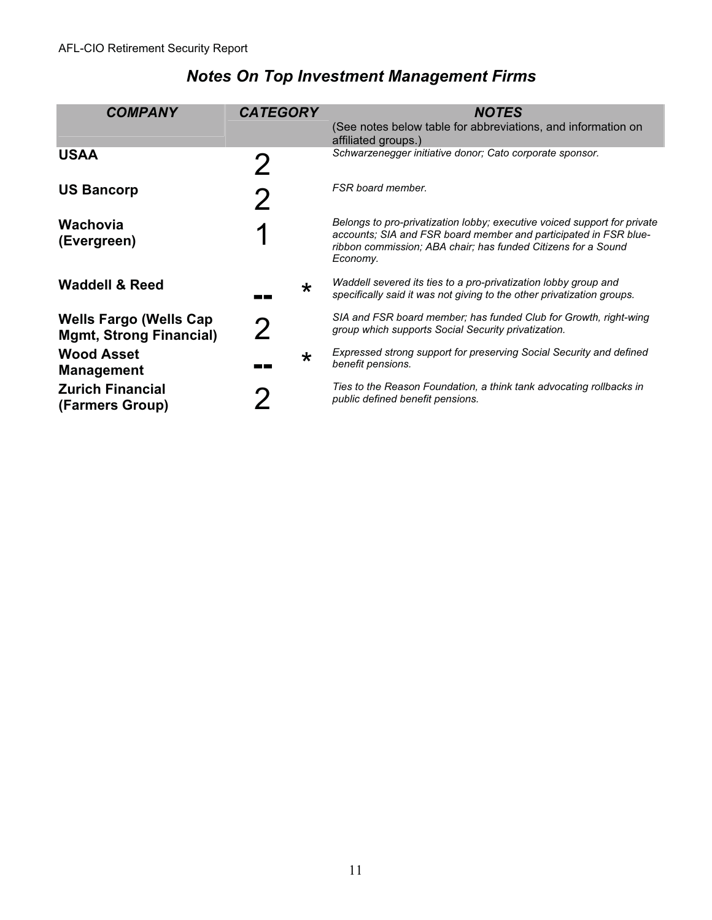## Notes On Top Investment Management Firms

| COMPANY | CATEGORY | NOTES (See notes below table for abbreviations, and information on affiliated groups.) |
|---|---|---|
| **USAA** | 2 | *Schwarzenegger initiative donor; Cato corporate sponsor.* |
| **US Bancorp** | 2 | *FSR board member.* |
| **Wachovia (Evergreen)** | 1 | *Belongs to pro-privatization lobby; executive voiced support for private accounts; SIA and FSR board member and participated in FSR blue-ribbon commission; ABA chair; has funded Citizens for a Sound Economy.* |
| **Waddell & Reed** | -- * | *Waddell severed its ties to a pro-privatization lobby group and specifically said it was not giving to the other privatization groups.* |
| **Wells Fargo (Wells Cap Mgmt, Strong Financial)** | 2 | *SIA and FSR board member; has funded Club for Growth, right-wing group which supports Social Security privatization.* |
| **Wood Asset Management** | -- * | *Expressed strong support for preserving Social Security and defined benefit pensions.* |
| **Zurich Financial (Farmers Group)** | 2 | *Ties to the Reason Foundation, a think tank advocating rollbacks in public defined benefit pensions.* |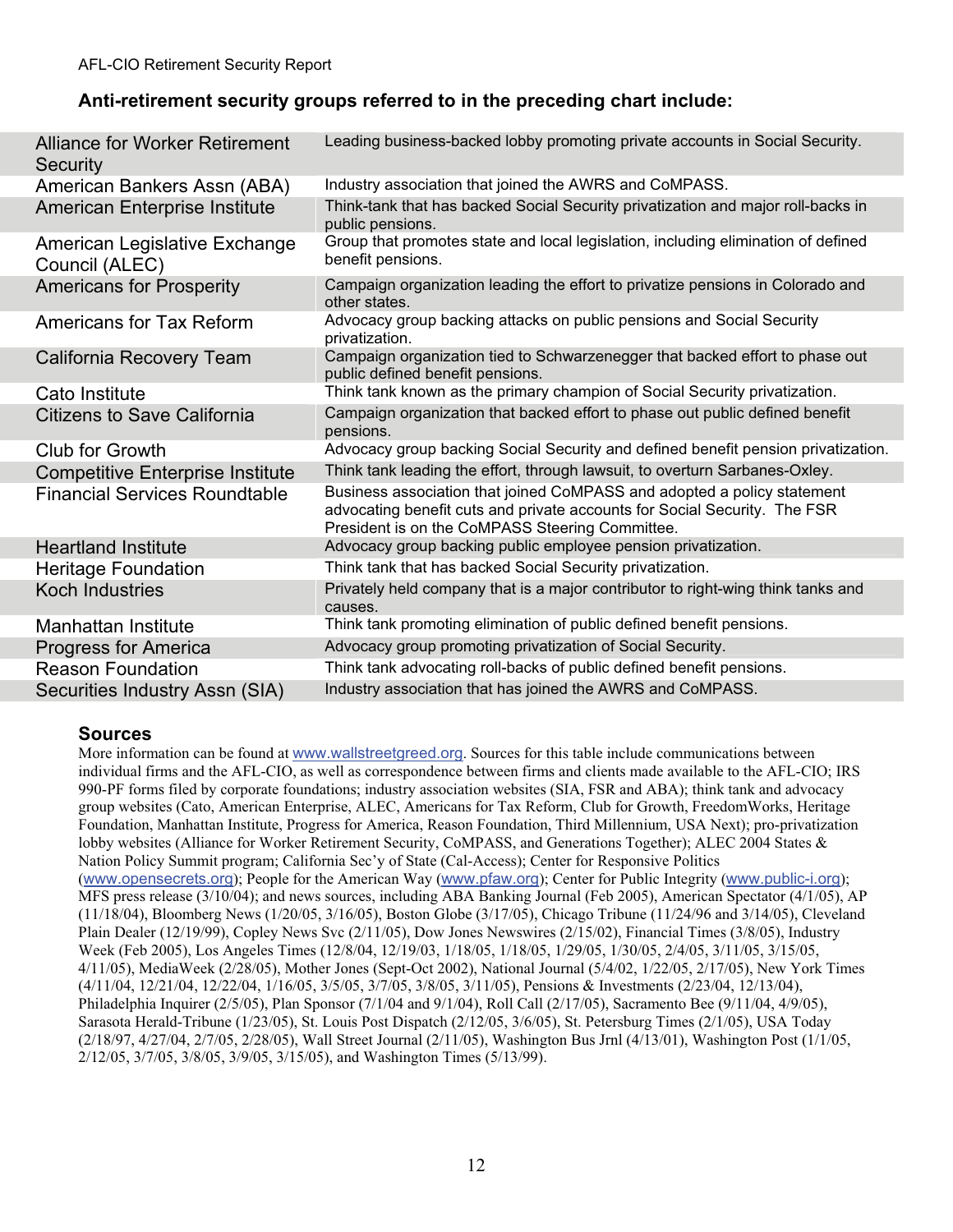## Anti-retirement security groups referred to in the preceding chart include:

| | |
|---|---|
| Alliance for Worker Retirement Security | Leading business-backed lobby promoting private accounts in Social Security. |
| American Bankers Assn (ABA) | Industry association that joined the AWRS and CoMPASS. |
| American Enterprise Institute | Think-tank that has backed Social Security privatization and major roll-backs in public pensions. |
| American Legislative Exchange Council (ALEC) | Group that promotes state and local legislation, including elimination of defined benefit pensions. |
| Americans for Prosperity | Campaign organization leading the effort to privatize pensions in Colorado and other states. |
| Americans for Tax Reform | Advocacy group backing attacks on public pensions and Social Security privatization. |
| California Recovery Team | Campaign organization tied to Schwarzenegger that backed effort to phase out public defined benefit pensions. |
| Cato Institute | Think tank known as the primary champion of Social Security privatization. |
| Citizens to Save California | Campaign organization that backed effort to phase out public defined benefit pensions. |
| Club for Growth | Advocacy group backing Social Security and defined benefit pension privatization. |
| Competitive Enterprise Institute | Think tank leading the effort, through lawsuit, to overturn Sarbanes-Oxley. |
| Financial Services Roundtable | Business association that joined CoMPASS and adopted a policy statement advocating benefit cuts and private accounts for Social Security. The FSR President is on the CoMPASS Steering Committee. |
| Heartland Institute | Advocacy group backing public employee pension privatization. |
| Heritage Foundation | Think tank that has backed Social Security privatization. |
| Koch Industries | Privately held company that is a major contributor to right-wing think tanks and causes. |
| Manhattan Institute | Think tank promoting elimination of public defined benefit pensions. |
| Progress for America | Advocacy group promoting privatization of Social Security. |
| Reason Foundation | Think tank advocating roll-backs of public defined benefit pensions. |
| Securities Industry Assn (SIA) | Industry association that has joined the AWRS and CoMPASS. |

### Sources

More information can be found at www.wallstreetgreed.org. Sources for this table include communications between individual firms and the AFL-CIO, as well as correspondence between firms and clients made available to the AFL-CIO; IRS 990-PF forms filed by corporate foundations; industry association websites (SIA, FSR and ABA); think tank and advocacy group websites (Cato, American Enterprise, ALEC, Americans for Tax Reform, Club for Growth, FreedomWorks, Heritage Foundation, Manhattan Institute, Progress for America, Reason Foundation, Third Millennium, USA Next); pro-privatization lobby websites (Alliance for Worker Retirement Security, CoMPASS, and Generations Together); ALEC 2004 States & Nation Policy Summit program; California Sec'y of State (Cal-Access); Center for Responsive Politics (www.opensecrets.org); People for the American Way (www.pfaw.org); Center for Public Integrity (www.public-i.org); MFS press release (3/10/04); and news sources, including ABA Banking Journal (Feb 2005), American Spectator (4/1/05), AP (11/18/04), Bloomberg News (1/20/05, 3/16/05), Boston Globe (3/17/05), Chicago Tribune (11/24/96 and 3/14/05), Cleveland Plain Dealer (12/19/99), Copley News Svc (2/11/05), Dow Jones Newswires (2/15/02), Financial Times (3/8/05), Industry Week (Feb 2005), Los Angeles Times (12/8/04, 12/19/03, 1/18/05, 1/18/05, 1/29/05, 1/30/05, 2/4/05, 3/11/05, 3/15/05, 4/11/05), MediaWeek (2/28/05), Mother Jones (Sept-Oct 2002), National Journal (5/4/02, 1/22/05, 2/17/05), New York Times (4/11/04, 12/21/04, 12/22/04, 1/16/05, 3/5/05, 3/7/05, 3/8/05, 3/11/05), Pensions & Investments (2/23/04, 12/13/04), Philadelphia Inquirer (2/5/05), Plan Sponsor (7/1/04 and 9/1/04), Roll Call (2/17/05), Sacramento Bee (9/11/04, 4/9/05), Sarasota Herald-Tribune (1/23/05), St. Louis Post Dispatch (2/12/05, 3/6/05), St. Petersburg Times (2/1/05), USA Today (2/18/97, 4/27/04, 2/7/05, 2/28/05), Wall Street Journal (2/11/05), Washington Bus Jrnl (4/13/01), Washington Post (1/1/05, 2/12/05, 3/7/05, 3/8/05, 3/9/05, 3/15/05), and Washington Times (5/13/99).